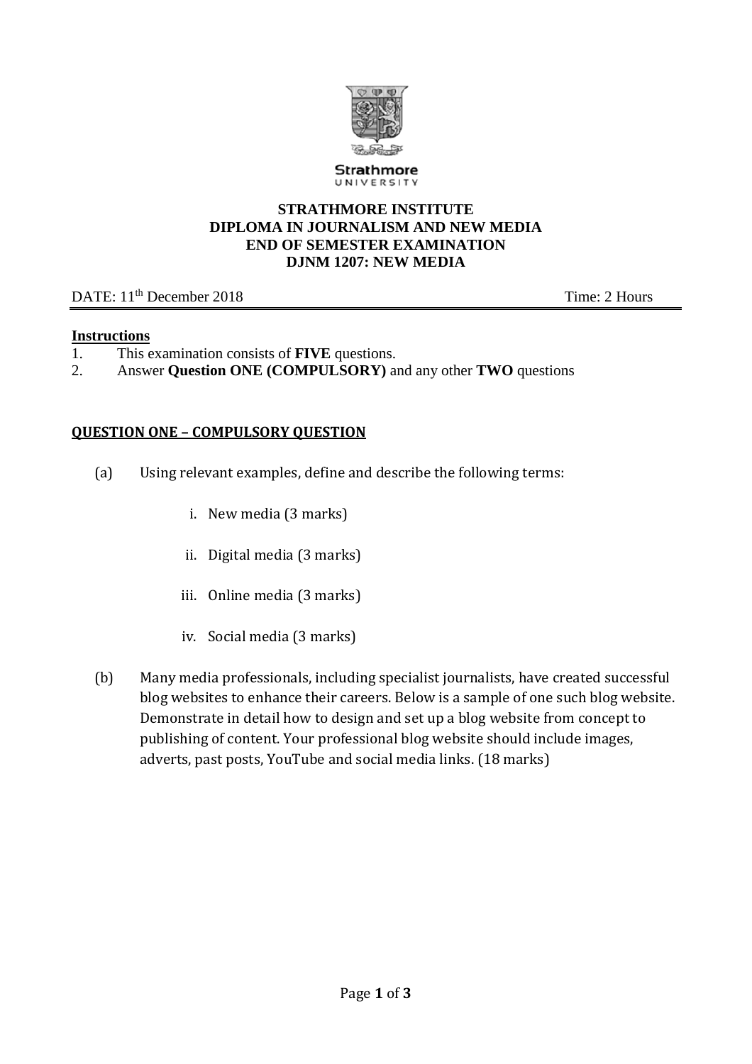Strathmore
UNIVERSITY

**STRATHMORE INSTITUTE**
**DIPLOMA IN JOURNALISM AND NEW MEDIA**
**END OF SEMESTER EXAMINATION**
**DJNM 1207: NEW MEDIA**

DATE: 11th December 2018 Time: 2 Hours

**Instructions**

1. This examination consists of **FIVE** questions.
2. Answer **Question ONE (COMPULSORY)** and any other **TWO** questions

## QUESTION ONE – COMPULSORY QUESTION

(a) Using relevant examples, define and describe the following terms:

i. New media (3 marks)

ii. Digital media (3 marks)

iii. Online media (3 marks)

iv. Social media (3 marks)

(b) Many media professionals, including specialist journalists, have created successful blog websites to enhance their careers. Below is a sample of one such blog website. Demonstrate in detail how to design and set up a blog website from concept to publishing of content. Your professional blog website should include images, adverts, past posts, YouTube and social media links. (18 marks)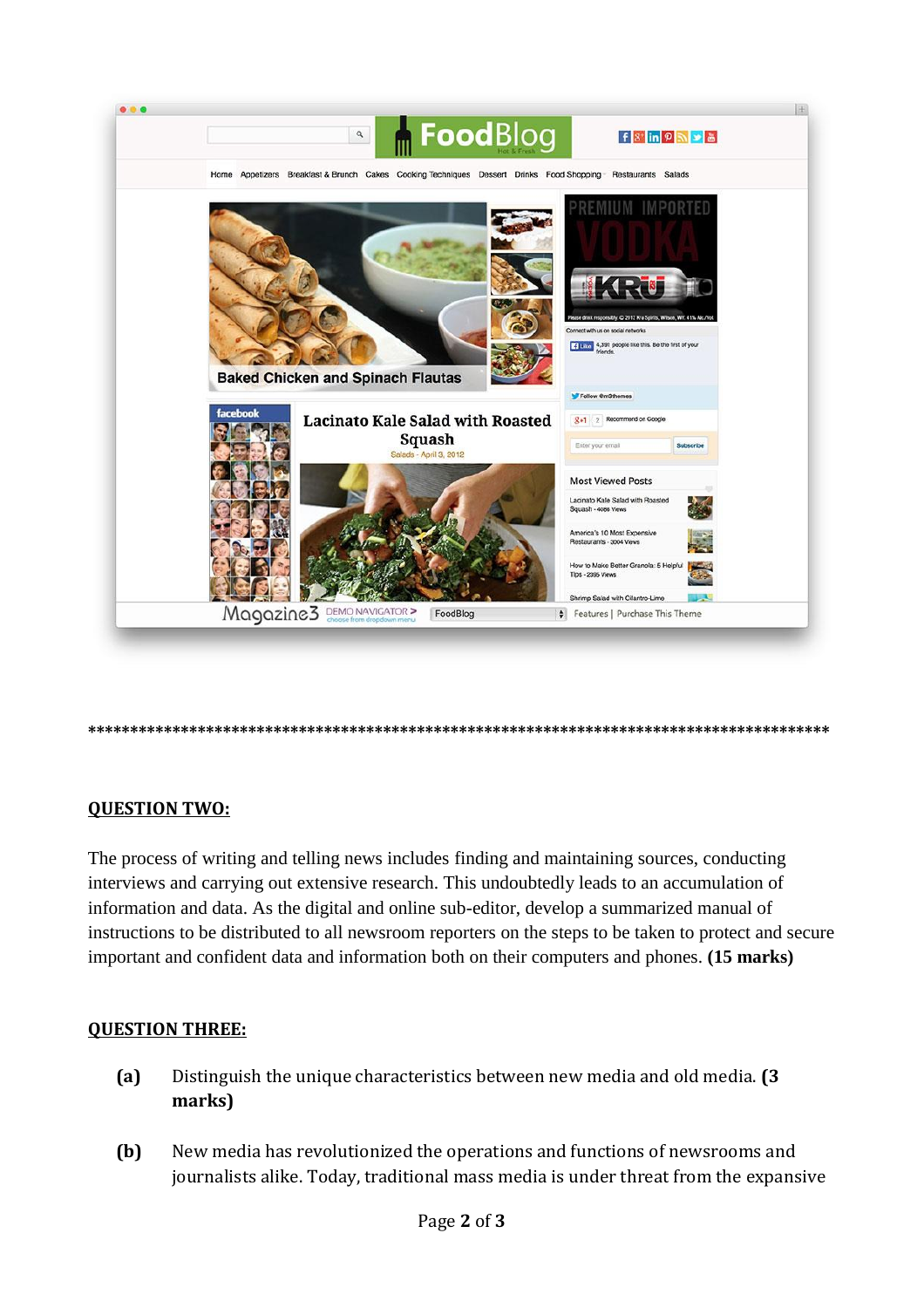*******************************************************************************************

**QUESTION TWO:**

The process of writing and telling news includes finding and maintaining sources, conducting interviews and carrying out extensive research. This undoubtedly leads to an accumulation of information and data. As the digital and online sub-editor, develop a summarized manual of instructions to be distributed to all newsroom reporters on the steps to be taken to protect and secure important and confident data and information both on their computers and phones. **(15 marks)**

**QUESTION THREE:**

**(a)** Distinguish the unique characteristics between new media and old media. **(3 marks)**

**(b)** New media has revolutionized the operations and functions of newsrooms and journalists alike. Today, traditional mass media is under threat from the expansive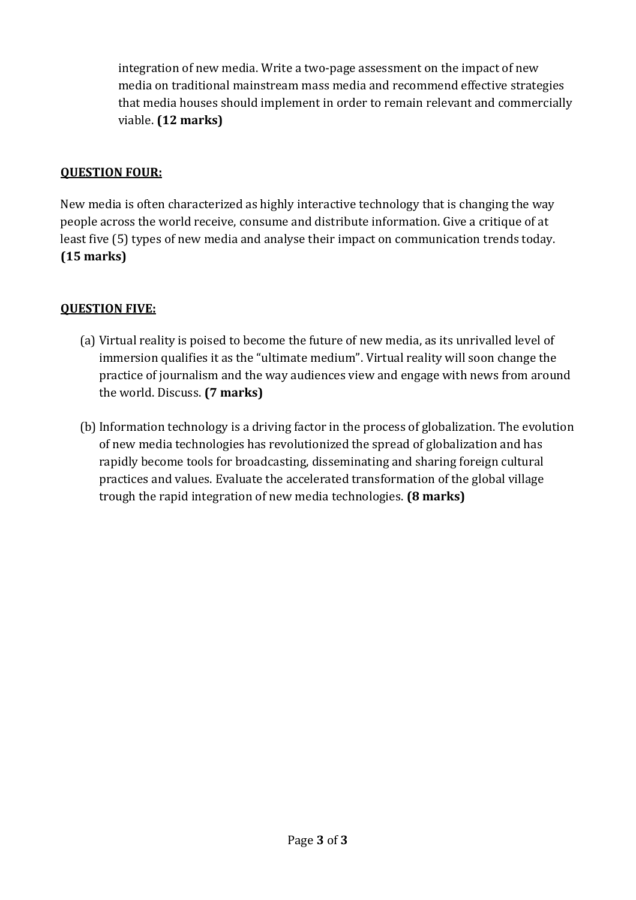integration of new media. Write a two-page assessment on the impact of new media on traditional mainstream mass media and recommend effective strategies that media houses should implement in order to remain relevant and commercially viable. **(12 marks)**

**QUESTION FOUR:**

New media is often characterized as highly interactive technology that is changing the way people across the world receive, consume and distribute information. Give a critique of at least five (5) types of new media and analyse their impact on communication trends today. **(15 marks)**

**QUESTION FIVE:**

(a) Virtual reality is poised to become the future of new media, as its unrivalled level of immersion qualifies it as the "ultimate medium". Virtual reality will soon change the practice of journalism and the way audiences view and engage with news from around the world. Discuss. **(7 marks)**

(b) Information technology is a driving factor in the process of globalization. The evolution of new media technologies has revolutionized the spread of globalization and has rapidly become tools for broadcasting, disseminating and sharing foreign cultural practices and values. Evaluate the accelerated transformation of the global village trough the rapid integration of new media technologies. **(8 marks)**